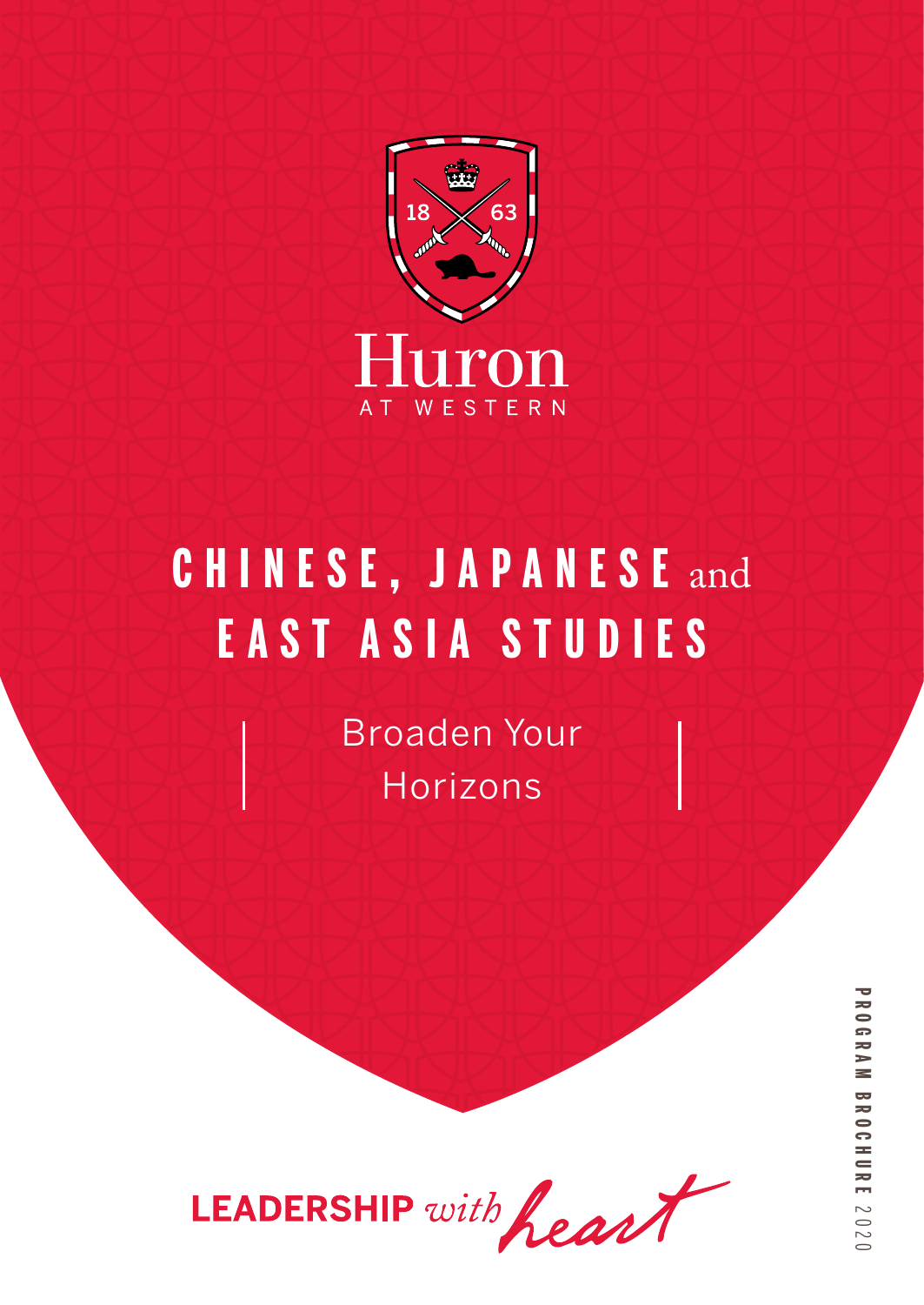Huron

AT WESTERN

# CHINESE, JAPANESE and EAST ASIA STUDIES

Broaden Your Horizons

LEADERSHIP *with heart*

PROGRAM BROCHURE 2020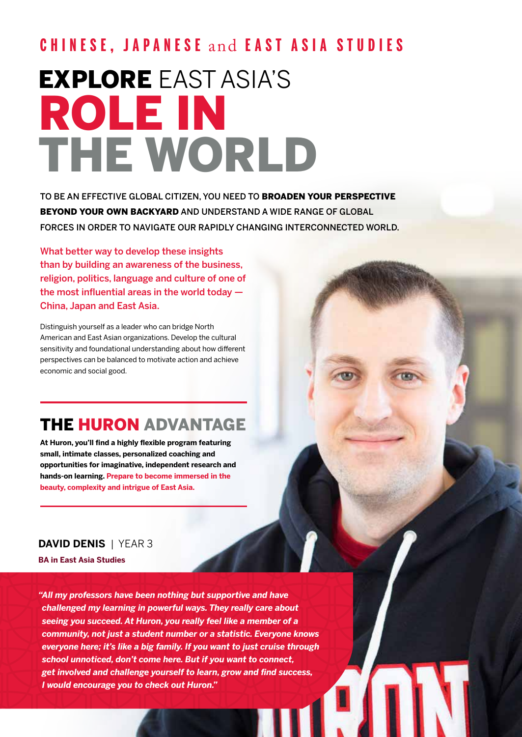## CHINESE, JAPANESE and EAST ASIA STUDIES

# EXPLORE EAST ASIA'S ROLE IN THE WORLD

TO BE AN EFFECTIVE GLOBAL CITIZEN, YOU NEED TO **BROADEN YOUR PERSPECTIVE BEYOND YOUR OWN BACKYARD** AND UNDERSTAND A WIDE RANGE OF GLOBAL FORCES IN ORDER TO NAVIGATE OUR RAPIDLY CHANGING INTERCONNECTED WORLD.

What better way to develop these insights than by building an awareness of the business, religion, politics, language and culture of one of the most influential areas in the world today — China, Japan and East Asia.

Distinguish yourself as a leader who can bridge North American and East Asian organizations. Develop the cultural sensitivity and foundational understanding about how different perspectives can be balanced to motivate action and achieve economic and social good.

## THE HURON ADVANTAGE

**At Huron, you'll find a highly flexible program featuring small, intimate classes, personalized coaching and opportunities for imaginative, independent research and hands-on learning. Prepare to become immersed in the beauty, complexity and intrigue of East Asia.**

**DAVID DENIS** | YEAR 3

**BA in East Asia Studies**

***"All my professors have been nothing but supportive and have challenged my learning in powerful ways. They really care about seeing you succeed. At Huron, you really feel like a member of a community, not just a student number or a statistic. Everyone knows everyone here; it's like a big family. If you want to just cruise through school unnoticed, don't come here. But if you want to connect, get involved and challenge yourself to learn, grow and find success, I would encourage you to check out Huron."***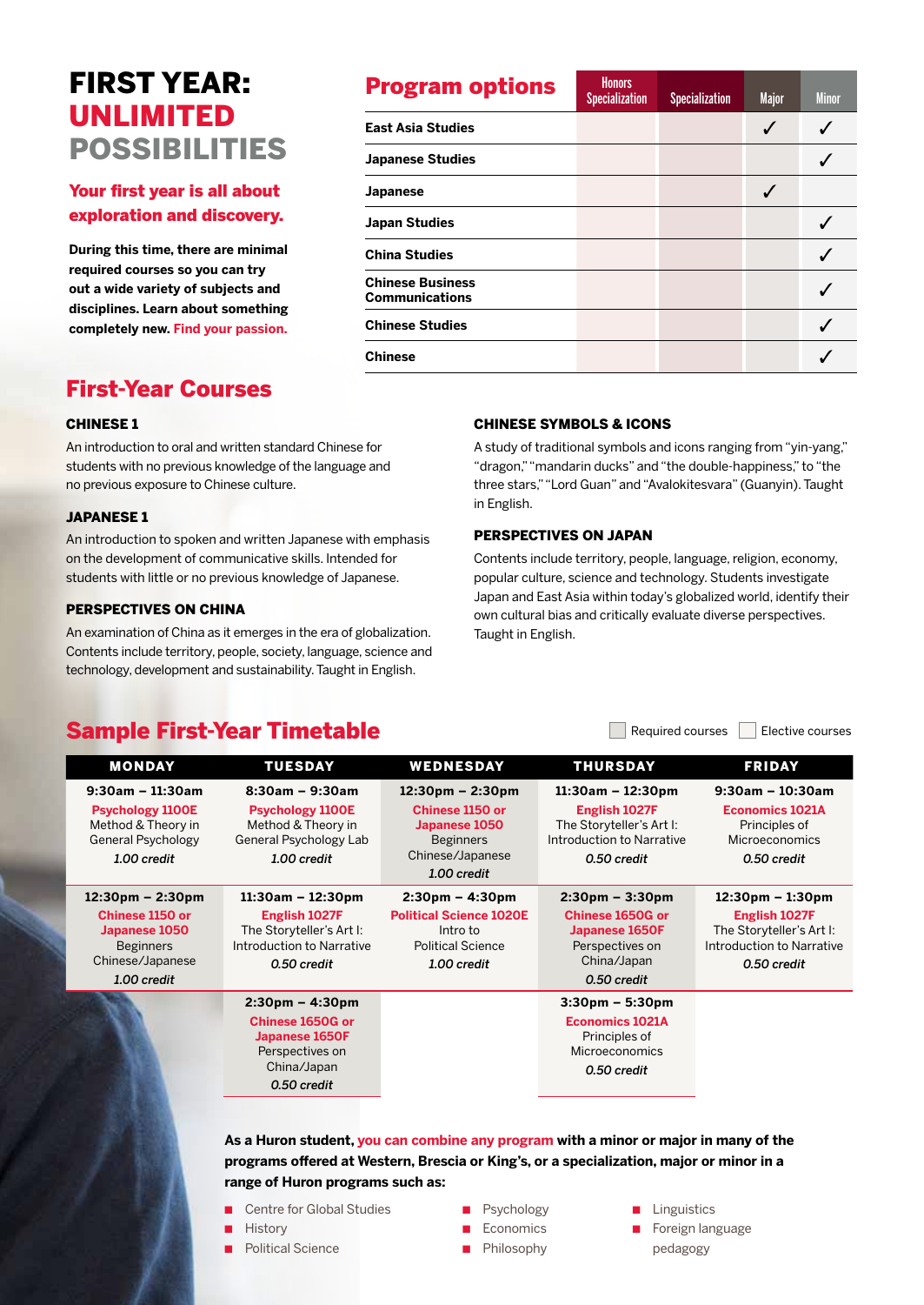# FIRST YEAR: UNLIMITED POSSIBILITIES

## Your first year is all about exploration and discovery.

**During this time, there are minimal required courses so you can try out a wide variety of subjects and disciplines. Learn about something completely new. Find your passion.**

## Program options

| Program options | Honors Specialization | Specialization | Major | Minor |
|---|---|---|---|---|
| East Asia Studies | | | ✓ | ✓ |
| Japanese Studies | | | | ✓ |
| Japanese | | | ✓ | |
| Japan Studies | | | | ✓ |
| China Studies | | | | ✓ |
| Chinese Business Communications | | | | ✓ |
| Chinese Studies | | | | ✓ |
| Chinese | | | | ✓ |

## First-Year Courses

### CHINESE 1

An introduction to oral and written standard Chinese for students with no previous knowledge of the language and no previous exposure to Chinese culture.

### JAPANESE 1

An introduction to spoken and written Japanese with emphasis on the development of communicative skills. Intended for students with little or no previous knowledge of Japanese.

### PERSPECTIVES ON CHINA

An examination of China as it emerges in the era of globalization. Contents include territory, people, society, language, science and technology, development and sustainability. Taught in English.

### CHINESE SYMBOLS & ICONS

A study of traditional symbols and icons ranging from "yin-yang," "dragon," "mandarin ducks" and "the double-happiness," to "the three stars," "Lord Guan" and "Avalokitesvara" (Guanyin). Taught in English.

### PERSPECTIVES ON JAPAN

Contents include territory, people, language, religion, economy, popular culture, science and technology. Students investigate Japan and East Asia within today's globalized world, identify their own cultural bias and critically evaluate diverse perspectives. Taught in English.

## Sample First-Year Timetable

Required courses | Elective courses

| MONDAY | TUESDAY | WEDNESDAY | THURSDAY | FRIDAY |
|---|---|---|---|---|
| **9:30am – 11:30am**<br>Psychology 1100E<br>Method & Theory in General Psychology<br>*1.00 credit* | **8:30am – 9:30am**<br>Psychology 1100E<br>Method & Theory in General Psychology Lab<br>*1.00 credit* | **12:30pm – 2:30pm**<br>Chinese 1150 or Japanese 1050<br>Beginners Chinese/Japanese<br>*1.00 credit* | **11:30am – 12:30pm**<br>English 1027F<br>The Storyteller's Art I: Introduction to Narrative<br>*0.50 credit* | **9:30am – 10:30am**<br>Economics 1021A<br>Principles of Microeconomics<br>*0.50 credit* |
| **12:30pm – 2:30pm**<br>Chinese 1150 or Japanese 1050<br>Beginners Chinese/Japanese<br>*1.00 credit* | **11:30am – 12:30pm**<br>English 1027F<br>The Storyteller's Art I: Introduction to Narrative<br>*0.50 credit* | **2:30pm – 4:30pm**<br>Political Science 1020E<br>Intro to Political Science<br>*1.00 credit* | **2:30pm – 3:30pm**<br>Chinese 1650G or Japanese 1650F<br>Perspectives on China/Japan<br>*0.50 credit* | **12:30pm – 1:30pm**<br>English 1027F<br>The Storyteller's Art I: Introduction to Narrative<br>*0.50 credit* |
| | **2:30pm – 4:30pm**<br>Chinese 1650G or Japanese 1650F<br>Perspectives on China/Japan<br>*0.50 credit* | | **3:30pm – 5:30pm**<br>Economics 1021A<br>Principles of Microeconomics<br>*0.50 credit* | |

**As a Huron student, you can combine any program with a minor or major in many of the programs offered at Western, Brescia or King's, or a specialization, major or minor in a range of Huron programs such as:**

- Centre for Global Studies
- History
- Political Science
- Psychology
- Economics
- Philosophy
- Linguistics
- Foreign language pedagogy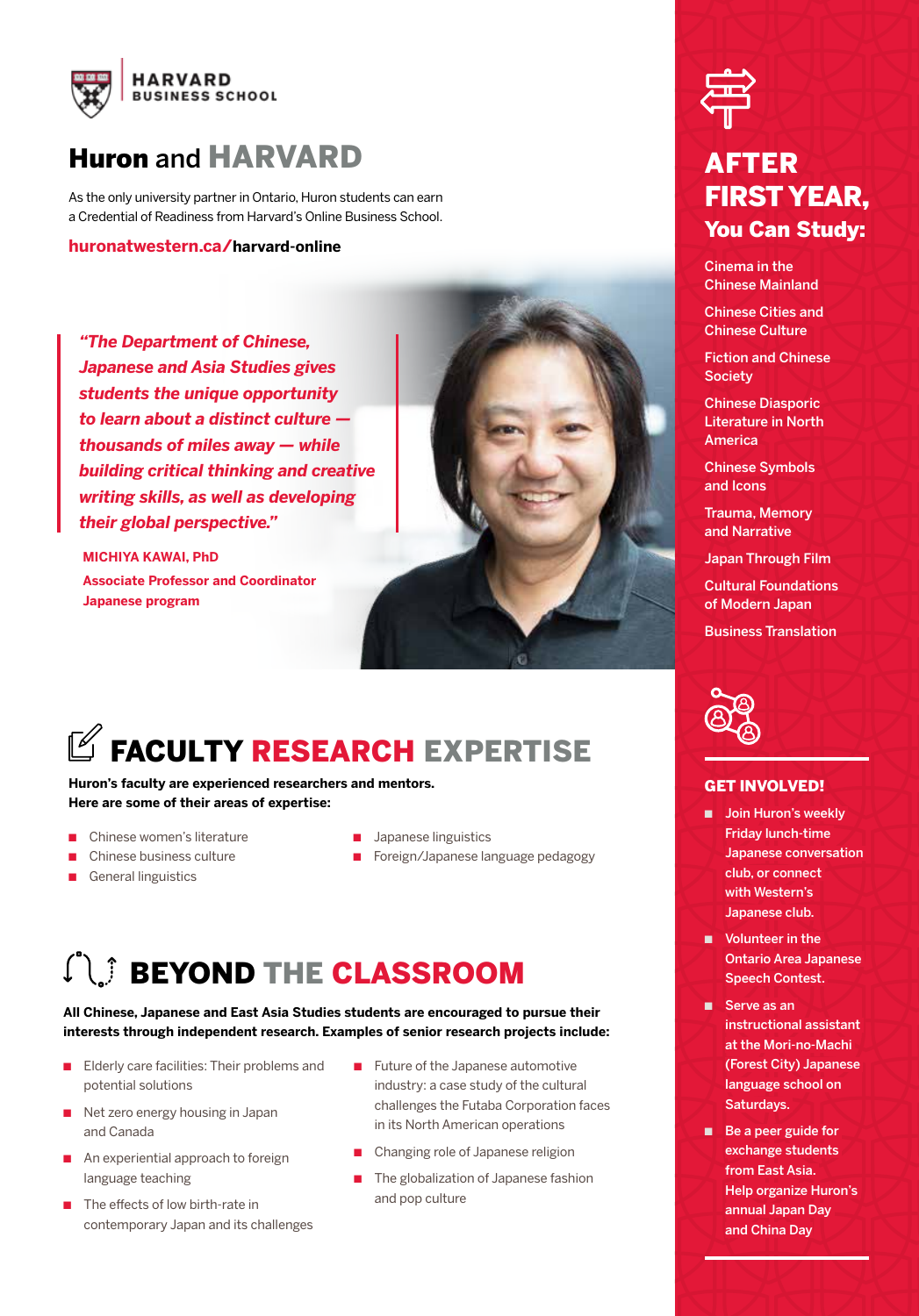HARVARD BUSINESS SCHOOL

## Huron and HARVARD

As the only university partner in Ontario, Huron students can earn a Credential of Readiness from Harvard's Online Business School.

**huronatwestern.ca/harvard-online**

> *"The Department of Chinese, Japanese and Asia Studies gives students the unique opportunity to learn about a distinct culture — thousands of miles away — while building critical thinking and creative writing skills, as well as developing their global perspective."*

**MICHIYA KAWAI, PhD**
**Associate Professor and Coordinator Japanese program**

## FACULTY RESEARCH EXPERTISE

**Huron's faculty are experienced researchers and mentors. Here are some of their areas of expertise:**

- Chinese women's literature
- Chinese business culture
- General linguistics
- Japanese linguistics
- Foreign/Japanese language pedagogy

## BEYOND THE CLASSROOM

**All Chinese, Japanese and East Asia Studies students are encouraged to pursue their interests through independent research. Examples of senior research projects include:**

- Elderly care facilities: Their problems and potential solutions
- Net zero energy housing in Japan and Canada
- An experiential approach to foreign language teaching
- The effects of low birth-rate in contemporary Japan and its challenges
- Future of the Japanese automotive industry: a case study of the cultural challenges the Futaba Corporation faces in its North American operations
- Changing role of Japanese religion
- The globalization of Japanese fashion and pop culture

## AFTER FIRST YEAR, You Can Study:

- Cinema in the Chinese Mainland
- Chinese Cities and Chinese Culture
- Fiction and Chinese Society
- Chinese Diasporic Literature in North America
- Chinese Symbols and Icons
- Trauma, Memory and Narrative
- Japan Through Film
- Cultural Foundations of Modern Japan
- Business Translation

## GET INVOLVED!

- Join Huron's weekly Friday lunch-time Japanese conversation club, or connect with Western's Japanese club.
- Volunteer in the Ontario Area Japanese Speech Contest.
- Serve as an instructional assistant at the Mori-no-Machi (Forest City) Japanese language school on Saturdays.
- Be a peer guide for exchange students from East Asia. Help organize Huron's annual Japan Day and China Day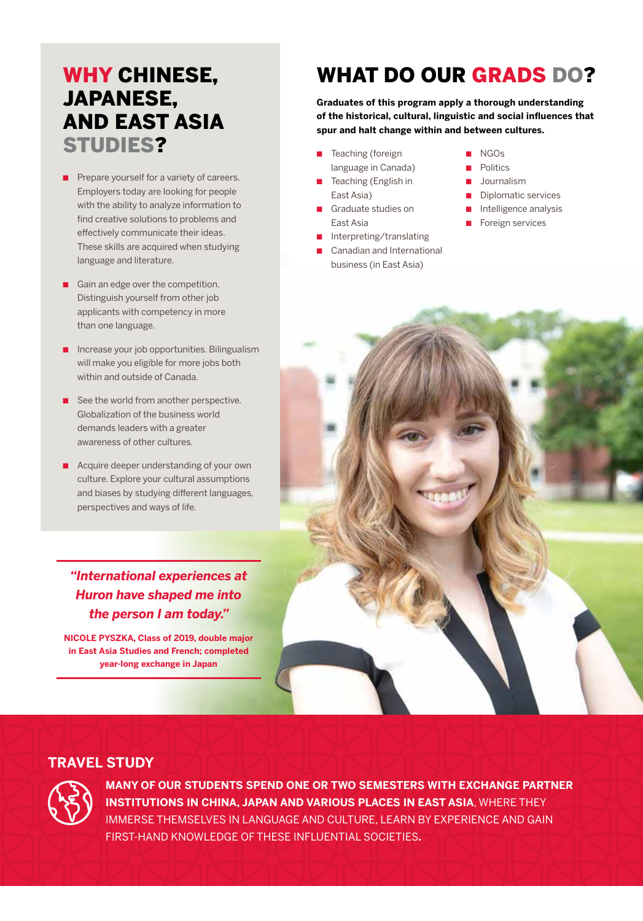## WHY CHINESE, JAPANESE, AND EAST ASIA STUDIES?

- Prepare yourself for a variety of careers. Employers today are looking for people with the ability to analyze information to find creative solutions to problems and effectively communicate their ideas. These skills are acquired when studying language and literature.
- Gain an edge over the competition. Distinguish yourself from other job applicants with competency in more than one language.
- Increase your job opportunities. Bilingualism will make you eligible for more jobs both within and outside of Canada.
- See the world from another perspective. Globalization of the business world demands leaders with a greater awareness of other cultures.
- Acquire deeper understanding of your own culture. Explore your cultural assumptions and biases by studying different languages, perspectives and ways of life.

***"International experiences at Huron have shaped me into the person I am today."***

**NICOLE PYSZKA, Class of 2019, double major in East Asia Studies and French; completed year-long exchange in Japan**

## WHAT DO OUR GRADS DO?

**Graduates of this program apply a thorough understanding of the historical, cultural, linguistic and social influences that spur and halt change within and between cultures.**

- Teaching (foreign language in Canada)
- Teaching (English in East Asia)
- Graduate studies on East Asia
- Interpreting/translating
- Canadian and International business (in East Asia)
- NGOs
- Politics
- Journalism
- Diplomatic services
- Intelligence analysis
- Foreign services

### TRAVEL STUDY

**MANY OF OUR STUDENTS SPEND ONE OR TWO SEMESTERS WITH EXCHANGE PARTNER INSTITUTIONS IN CHINA, JAPAN AND VARIOUS PLACES IN EAST ASIA**, WHERE THEY IMMERSE THEMSELVES IN LANGUAGE AND CULTURE, LEARN BY EXPERIENCE AND GAIN FIRST-HAND KNOWLEDGE OF THESE INFLUENTIAL SOCIETIES.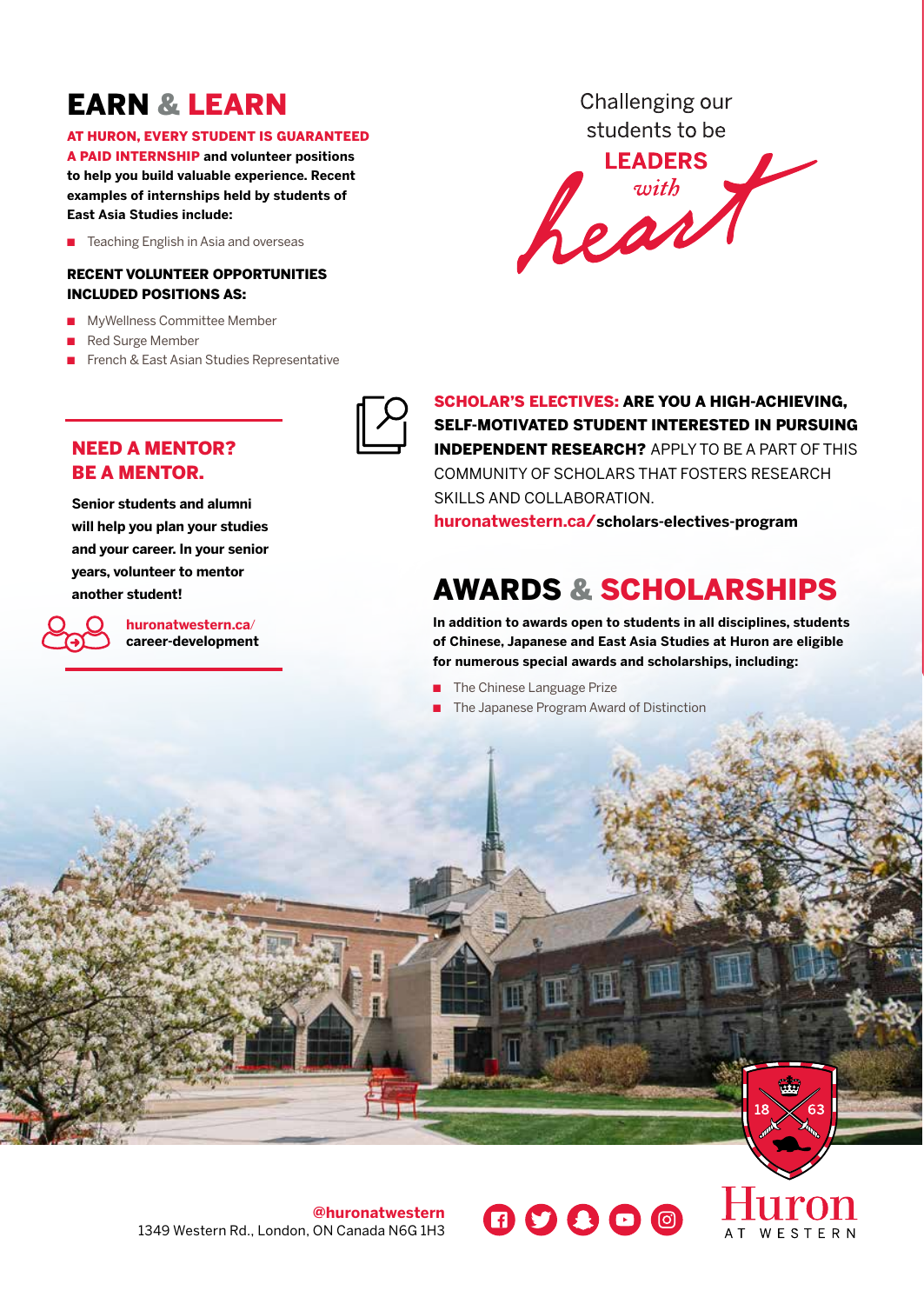## EARN & LEARN

**AT HURON, EVERY STUDENT IS GUARANTEED A PAID INTERNSHIP and volunteer positions to help you build valuable experience. Recent examples of internships held by students of East Asia Studies include:**

- Teaching English in Asia and overseas

**RECENT VOLUNTEER OPPORTUNITIES INCLUDED POSITIONS AS:**

- MyWellness Committee Member
- Red Surge Member
- French & East Asian Studies Representative

Challenging our students to be LEADERS *with* heart

### NEED A MENTOR? BE A MENTOR.

**Senior students and alumni will help you plan your studies and your career. In your senior years, volunteer to mentor another student!**

**huronatwestern.ca/career-development**

**SCHOLAR'S ELECTIVES: ARE YOU A HIGH-ACHIEVING, SELF-MOTIVATED STUDENT INTERESTED IN PURSUING INDEPENDENT RESEARCH?** APPLY TO BE A PART OF THIS COMMUNITY OF SCHOLARS THAT FOSTERS RESEARCH SKILLS AND COLLABORATION.

**huronatwestern.ca/scholars-electives-program**

## AWARDS & SCHOLARSHIPS

**In addition to awards open to students in all disciplines, students of Chinese, Japanese and East Asia Studies at Huron are eligible for numerous special awards and scholarships, including:**

- The Chinese Language Prize
- The Japanese Program Award of Distinction

**@huronatwestern**
1349 Western Rd., London, ON Canada N6G 1H3

18 63
Huron AT WESTERN